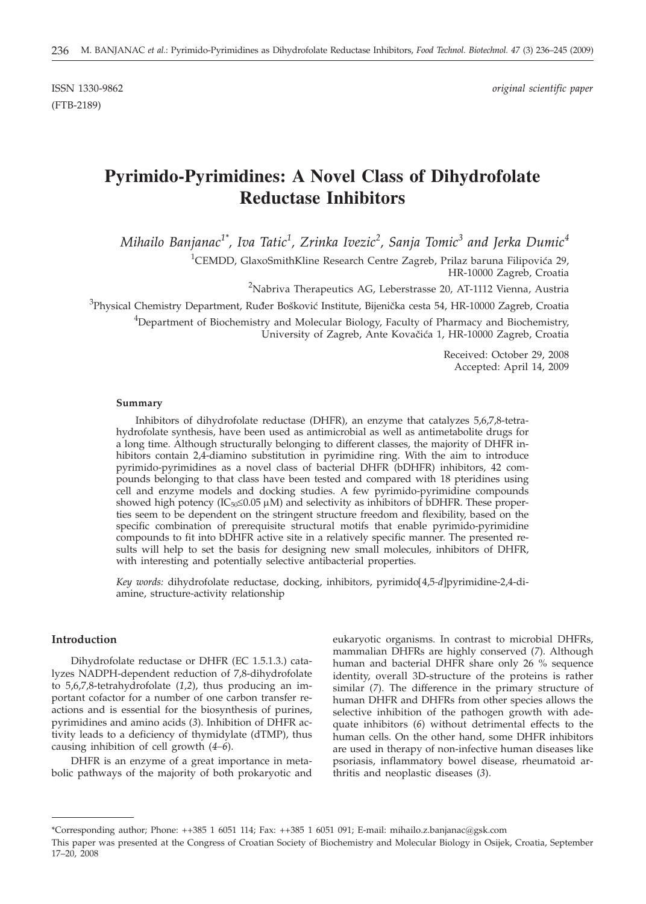ISSN 1330-9862 *original scientific paper*
(FTB-2189)

# Pyrimido-Pyrimidines: A Novel Class of Dihydrofolate Reductase Inhibitors

*Mihailo Banjanac*[1*]*, Iva Tatic*[1]*, Zrinka Ivezic*[2]*, Sanja Tomic*[3] *and Jerka Dumic*[4]

[1]CEMDD, GlaxoSmithKline Research Centre Zagreb, Prilaz baruna Filipovića 29, HR-10000 Zagreb, Croatia

[2]Nabriva Therapeutics AG, Leberstrasse 20, AT-1112 Vienna, Austria

[3]Physical Chemistry Department, Ruđer Bošković Institute, Bijenička cesta 54, HR-10000 Zagreb, Croatia

[4]Department of Biochemistry and Molecular Biology, Faculty of Pharmacy and Biochemistry, University of Zagreb, Ante Kovačića 1, HR-10000 Zagreb, Croatia

Received: October 29, 2008
Accepted: April 14, 2009

**Summary**

Inhibitors of dihydrofolate reductase (DHFR), an enzyme that catalyzes 5,6,7,8-tetrahydrofolate synthesis, have been used as antimicrobial as well as antimetabolite drugs for a long time. Although structurally belonging to different classes, the majority of DHFR inhibitors contain 2,4-diamino substitution in pyrimidine ring. With the aim to introduce pyrimido-pyrimidines as a novel class of bacterial DHFR (bDHFR) inhibitors, 42 compounds belonging to that class have been tested and compared with 18 pteridines using cell and enzyme models and docking studies. A few pyrimido-pyrimidine compounds showed high potency ($IC_{50}\leq 0.05$ µM) and selectivity as inhibitors of bDHFR. These properties seem to be dependent on the stringent structure freedom and flexibility, based on the specific combination of prerequisite structural motifs that enable pyrimido-pyrimidine compounds to fit into bDHFR active site in a relatively specific manner. The presented results will help to set the basis for designing new small molecules, inhibitors of DHFR, with interesting and potentially selective antibacterial properties.

*Key words:* dihydrofolate reductase, docking, inhibitors, pyrimido[4,5-*d*]pyrimidine-2,4-diamine, structure-activity relationship

## Introduction

Dihydrofolate reductase or DHFR (EC 1.5.1.3.) catalyzes NADPH-dependent reduction of 7,8-dihydrofolate to 5,6,7,8-tetrahydrofolate (*1,2*), thus producing an important cofactor for a number of one carbon transfer reactions and is essential for the biosynthesis of purines, pyrimidines and amino acids (*3*). Inhibition of DHFR activity leads to a deficiency of thymidylate (dTMP), thus causing inhibition of cell growth (*4–6*).

DHFR is an enzyme of a great importance in metabolic pathways of the majority of both prokaryotic and eukaryotic organisms. In contrast to microbial DHFRs, mammalian DHFRs are highly conserved (*7*). Although human and bacterial DHFR share only 26 % sequence identity, overall 3D-structure of the proteins is rather similar (*7*). The difference in the primary structure of human DHFR and DHFRs from other species allows the selective inhibition of the pathogen growth with adequate inhibitors (*6*) without detrimental effects to the human cells. On the other hand, some DHFR inhibitors are used in therapy of non-infective human diseases like psoriasis, inflammatory bowel disease, rheumatoid arthritis and neoplastic diseases (*3*).

---

*Corresponding author; Phone: ++385 1 6051 114; Fax: ++385 1 6051 091; E-mail: mihailo.z.banjanac@gsk.com

This paper was presented at the Congress of Croatian Society of Biochemistry and Molecular Biology in Osijek, Croatia, September 17–20, 2008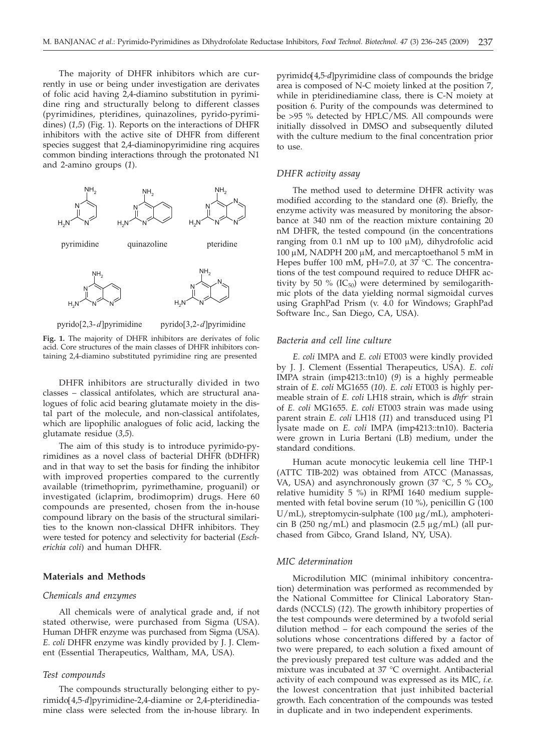The majority of DHFR inhibitors which are currently in use or being under investigation are derivates of folic acid having 2,4-diamino substitution in pyrimidine ring and structurally belong to different classes (pyrimidines, pteridines, quinazolines, pyrido-pyrimidines) (*1,5*) (Fig. 1). Reports on the interactions of DHFR inhibitors with the active site of DHFR from different species suggest that 2,4-diaminopyrimidine ring acquires common binding interactions through the protonated N1 and 2-amino groups (*1*).

**Fig. 1.** The majority of DHFR inhibitors are derivates of folic acid. Core structures of the main classes of DHFR inhibitors containing 2,4-diamino substituted pyrimidine ring are presented

DHFR inhibitors are structurally divided in two classes – classical antifolates, which are structural analogues of folic acid bearing glutamate moiety in the distal part of the molecule, and non-classical antifolates, which are lipophilic analogues of folic acid, lacking the glutamate residue (*3,5*).

The aim of this study is to introduce pyrimido-pyrimidines as a novel class of bacterial DHFR (bDHFR) and in that way to set the basis for finding the inhibitor with improved properties compared to the currently available (trimethoprim, pyrimethamine, proguanil) or investigated (iclaprim, brodimoprim) drugs. Here 60 compounds are presented, chosen from the in-house compound library on the basis of the structural similarities to the known non-classical DHFR inhibitors. They were tested for potency and selectivity for bacterial (*Escherichia coli*) and human DHFR.

## Materials and Methods

### Chemicals and enzymes

All chemicals were of analytical grade and, if not stated otherwise, were purchased from Sigma (USA). Human DHFR enzyme was purchased from Sigma (USA). *E. coli* DHFR enzyme was kindly provided by J. J. Clement (Essential Therapeutics, Waltham, MA, USA).

### Test compounds

The compounds structurally belonging either to pyrimido[4,5-*d*]pyrimidine-2,4-diamine or 2,4-pteridinediamine class were selected from the in-house library. In pyrimido[4,5-*d*]pyrimidine class of compounds the bridge area is composed of N-C moiety linked at the position 7, while in pteridinediamine class, there is C-N moiety at position 6. Purity of the compounds was determined to be >95 % detected by HPLC/MS. All compounds were initially dissolved in DMSO and subsequently diluted with the culture medium to the final concentration prior to use.

### DHFR activity assay

The method used to determine DHFR activity was modified according to the standard one (*8*). Briefly, the enzyme activity was measured by monitoring the absorbance at 340 nm of the reaction mixture containing 20 nM DHFR, the tested compound (in the concentrations ranging from 0.1 nM up to 100 μM), dihydrofolic acid 100 μM, NADPH 200 μM, and mercaptoethanol 5 mM in Hepes buffer 100 mM, pH=7.0, at 37 °C. The concentrations of the test compound required to reduce DHFR activity by 50 % ($IC_{50}$) were determined by semilogarithmic plots of the data yielding normal sigmoidal curves using GraphPad Prism (v. 4.0 for Windows; GraphPad Software Inc., San Diego, CA, USA).

### Bacteria and cell line culture

*E. coli* IMPA and *E. coli* ET003 were kindly provided by J. J. Clement (Essential Therapeutics, USA). *E. coli* IMPA strain (imp4213::tn10) (*9*) is a highly permeable strain of *E. coli* MG1655 (*10*). *E. coli* ET003 is highly permeable strain of *E. coli* LH18 strain, which is *dhfr*⁻ strain of *E. coli* MG1655. *E. coli* ET003 strain was made using parent strain *E. coli* LH18 (*11*) and transduced using P1 lysate made on *E. coli* IMPA (imp4213::tn10). Bacteria were grown in Luria Bertani (LB) medium, under the standard conditions.

Human acute monocytic leukemia cell line THP-1 (ATTC TIB-202) was obtained from ATCC (Manassas, VA, USA) and asynchronously grown (37 °C, 5 % $CO_2$, relative humidity 5 %) in RPMI 1640 medium supplemented with fetal bovine serum (10 %), penicillin G (100 U/mL), streptomycin-sulphate (100 μg/mL), amphotericin B (250 ng/mL) and plasmocin (2.5 μg/mL) (all purchased from Gibco, Grand Island, NY, USA).

### MIC determination

Microdilution MIC (minimal inhibitory concentration) determination was performed as recommended by the National Committee for Clinical Laboratory Standards (NCCLS) (*12*). The growth inhibitory properties of the test compounds were determined by a twofold serial dilution method – for each compound the series of the solutions whose concentrations differed by a factor of two were prepared, to each solution a fixed amount of the previously prepared test culture was added and the mixture was incubated at 37 °C overnight. Antibacterial activity of each compound was expressed as its MIC, *i.e.* the lowest concentration that just inhibited bacterial growth. Each concentration of the compounds was tested in duplicate and in two independent experiments.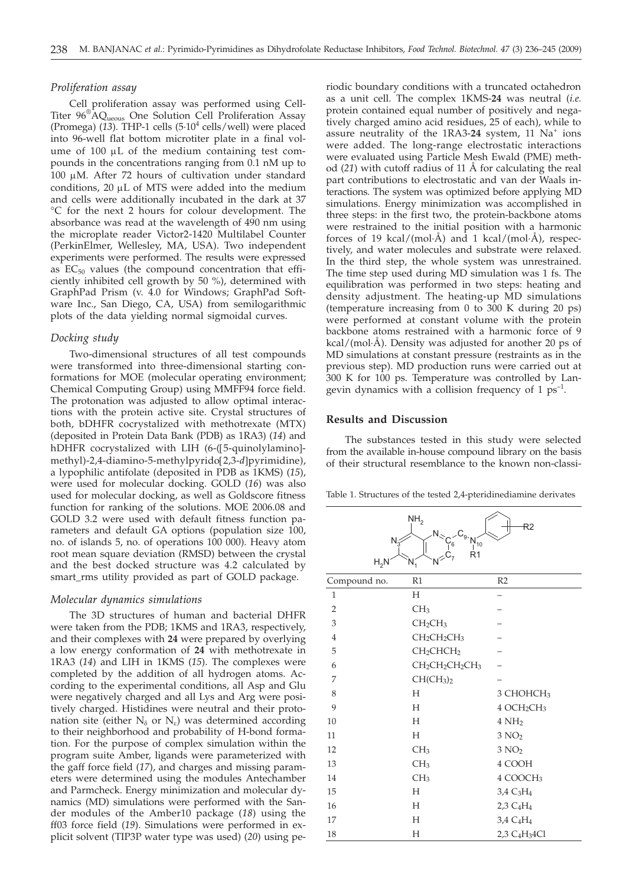### *Proliferation assay*

Cell proliferation assay was performed using Cell-Titer 96®AQ$_{ueous}$ One Solution Cell Proliferation Assay (Promega) (*13*). THP-1 cells ($5\cdot10^4$ cells/well) were placed into 96-well flat bottom microtiter plate in a final volume of 100 μL of the medium containing test compounds in the concentrations ranging from 0.1 nM up to 100 μM. After 72 hours of cultivation under standard conditions, 20 μL of MTS were added into the medium and cells were additionally incubated in the dark at 37 °C for the next 2 hours for colour development. The absorbance was read at the wavelength of 490 nm using the microplate reader Victor2-1420 Multilabel Counter (PerkinElmer, Wellesley, MA, USA). Two independent experiments were performed. The results were expressed as $EC_{50}$ values (the compound concentration that efficiently inhibited cell growth by 50 %), determined with GraphPad Prism (v. 4.0 for Windows; GraphPad Software Inc., San Diego, CA, USA) from semilogarithmic plots of the data yielding normal sigmoidal curves.

### *Docking study*

Two-dimensional structures of all test compounds were transformed into three-dimensional starting conformations for MOE (molecular operating environment; Chemical Computing Group) using MMFF94 force field. The protonation was adjusted to allow optimal interactions with the protein active site. Crystal structures of both, bDHFR cocrystalized with methotrexate (MTX) (deposited in Protein Data Bank (PDB) as 1RA3) (*14*) and hDHFR cocrystalized with LIH (6-([5-quinolylamino]-methyl)-2,4-diamino-5-methylpyrido[2,3-*d*]pyrimidine), a lypophilic antifolate (deposited in PDB as 1KMS) (*15*), were used for molecular docking. GOLD (*16*) was also used for molecular docking, as well as Goldscore fitness function for ranking of the solutions. MOE 2006.08 and GOLD 3.2 were used with default fitness function parameters and default GA options (population size 100, no. of islands 5, no. of operations 100 000). Heavy atom root mean square deviation (RMSD) between the crystal and the best docked structure was 4.2 calculated by smart_rms utility provided as part of GOLD package.

### *Molecular dynamics simulations*

The 3D structures of human and bacterial DHFR were taken from the PDB; 1KMS and 1RA3, respectively, and their complexes with **24** were prepared by overlying a low energy conformation of **24** with methotrexate in 1RA3 (*14*) and LIH in 1KMS (*15*). The complexes were completed by the addition of all hydrogen atoms. According to the experimental conditions, all Asp and Glu were negatively charged and all Lys and Arg were positively charged. Histidines were neutral and their protonation site (either $N_\delta$ or $N_\varepsilon$) was determined according to their neighborhood and probability of H-bond formation. For the purpose of complex simulation within the program suite Amber, ligands were parameterized with the gaff force field (*17*), and charges and missing parameters were determined using the modules Antechamber and Parmcheck. Energy minimization and molecular dynamics (MD) simulations were performed with the Sander modules of the Amber10 package (*18*) using the ff03 force field (*19*). Simulations were performed in explicit solvent (TIP3P water type was used) (*20*) using periodic boundary conditions with a truncated octahedron as a unit cell. The complex 1KMS-**24** was neutral (*i.e.* protein contained equal number of positively and negatively charged amino acid residues, 25 of each), while to assure neutrality of the 1RA3-**24** system, 11 $Na^+$ ions were added. The long-range electrostatic interactions were evaluated using Particle Mesh Ewald (PME) method (*21*) with cutoff radius of 11 Å for calculating the real part contributions to electrostatic and van der Waals interactions. The system was optimized before applying MD simulations. Energy minimization was accomplished in three steps: in the first two, the protein-backbone atoms were restrained to the initial position with a harmonic forces of 19 kcal/(mol·Å) and 1 kcal/(mol·Å), respectively, and water molecules and substrate were relaxed. In the third step, the whole system was unrestrained. The time step used during MD simulation was 1 fs. The equilibration was performed in two steps: heating and density adjustment. The heating-up MD simulations (temperature increasing from 0 to 300 K during 20 ps) were performed at constant volume with the protein backbone atoms restrained with a harmonic force of 9 kcal/(mol·Å). Density was adjusted for another 20 ps of MD simulations at constant pressure (restraints as in the previous step). MD production runs were carried out at 300 K for 100 ps. Temperature was controlled by Langevin dynamics with a collision frequency of 1 $ps^{-1}$.

## Results and Discussion

The substances tested in this study were selected from the available in-house compound library on the basis of their structural resemblance to the known non-classi-

Table 1. Structures of the tested 2,4-pteridinediamine derivates

| Compound no. | R1 | R2 |
|---|---|---|
| 1 | H | – |
| 2 | $CH_3$ | – |
| 3 | $CH_2CH_3$ | – |
| 4 | $CH_2CH_2CH_3$ | – |
| 5 | $CH_2CHCH_2$ | – |
| 6 | $CH_2CH_2CH_2CH_3$ | – |
| 7 | $CH(CH_3)_2$ | – |
| 8 | H | 3 $CHOHCH_3$ |
| 9 | H | 4 $OCH_2CH_3$ |
| 10 | H | 4 $NH_2$ |
| 11 | H | 3 $NO_2$ |
| 12 | $CH_3$ | 3 $NO_2$ |
| 13 | $CH_3$ | 4 COOH |
| 14 | $CH_3$ | 4 $COOCH_3$ |
| 15 | H | 3,4 $C_3H_4$ |
| 16 | H | 2,3 $C_4H_4$ |
| 17 | H | 3,4 $C_4H_4$ |
| 18 | H | 2,3 $C_4H_34Cl$ |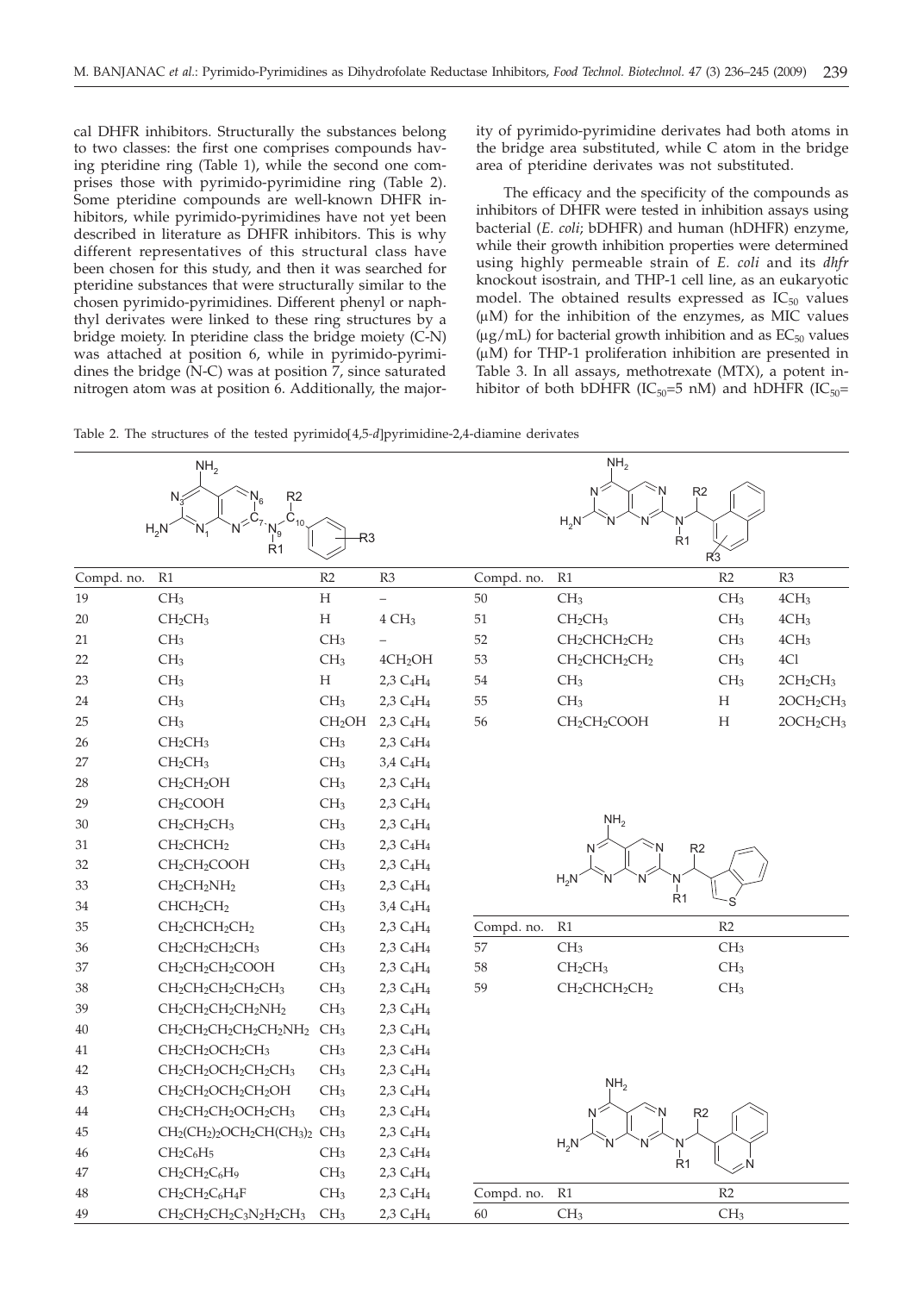cal DHFR inhibitors. Structurally the substances belong to two classes: the first one comprises compounds having pteridine ring (Table 1), while the second one comprises those with pyrimido-pyrimidine ring (Table 2). Some pteridine compounds are well-known DHFR inhibitors, while pyrimido-pyrimidines have not yet been described in literature as DHFR inhibitors. This is why different representatives of this structural class have been chosen for this study, and then it was searched for pteridine substances that were structurally similar to the chosen pyrimido-pyrimidines. Different phenyl or naphthyl derivates were linked to these ring structures by a bridge moiety. In pteridine class the bridge moiety (C-N) was attached at position 6, while in pyrimido-pyrimidines the bridge (N-C) was at position 7, since saturated nitrogen atom was at position 6. Additionally, the majority of pyrimido-pyrimidine derivates had both atoms in the bridge area substituted, while C atom in the bridge area of pteridine derivates was not substituted.

The efficacy and the specificity of the compounds as inhibitors of DHFR were tested in inhibition assays using bacterial (*E. coli*; bDHFR) and human (hDHFR) enzyme, while their growth inhibition properties were determined using highly permeable strain of *E. coli* and its *dhfr* knockout isostrain, and THP-1 cell line, as an eukaryotic model. The obtained results expressed as $IC_{50}$ values (μM) for the inhibition of the enzymes, as MIC values (μg/mL) for bacterial growth inhibition and as $EC_{50}$ values (μM) for THP-1 proliferation inhibition are presented in Table 3. In all assays, methotrexate (MTX), a potent inhibitor of both bDHFR ($IC_{50}$=5 nM) and hDHFR ($IC_{50}$=

Table 2. The structures of the tested pyrimido[4,5-*d*]pyrimidine-2,4-diamine derivates

| Compd. no. | R1 | R2 | R3 |
|---|---|---|---|
| 19 | $CH_3$ | H | – |
| 20 | $CH_2CH_3$ | H | 4 $CH_3$ |
| 21 | $CH_3$ | $CH_3$ | – |
| 22 | $CH_3$ | $CH_3$ | $4CH_2OH$ |
| 23 | $CH_3$ | H | 2,3 $C_4H_4$ |
| 24 | $CH_3$ | $CH_3$ | 2,3 $C_4H_4$ |
| 25 | $CH_3$ | $CH_2OH$ | 2,3 $C_4H_4$ |
| 26 | $CH_2CH_3$ | $CH_3$ | 2,3 $C_4H_4$ |
| 27 | $CH_2CH_3$ | $CH_3$ | 3,4 $C_4H_4$ |
| 28 | $CH_2CH_2OH$ | $CH_3$ | 2,3 $C_4H_4$ |
| 29 | $CH_2COOH$ | $CH_3$ | 2,3 $C_4H_4$ |
| 30 | $CH_2CH_2CH_3$ | $CH_3$ | 2,3 $C_4H_4$ |
| 31 | $CH_2CHCH_2$ | $CH_3$ | 2,3 $C_4H_4$ |
| 32 | $CH_2CH_2COOH$ | $CH_3$ | 2,3 $C_4H_4$ |
| 33 | $CH_2CH_2NH_2$ | $CH_3$ | 2,3 $C_4H_4$ |
| 34 | $CHCH_2CH_2$ | $CH_3$ | 3,4 $C_4H_4$ |
| 35 | $CH_2CHCH_2CH_2$ | $CH_3$ | 2,3 $C_4H_4$ |
| 36 | $CH_2CH_2CH_2CH_3$ | $CH_3$ | 2,3 $C_4H_4$ |
| 37 | $CH_2CH_2CH_2COOH$ | $CH_3$ | 2,3 $C_4H_4$ |
| 38 | $CH_2CH_2CH_2CH_2CH_3$ | $CH_3$ | 2,3 $C_4H_4$ |
| 39 | $CH_2CH_2CH_2CH_2NH_2$ | $CH_3$ | 2,3 $C_4H_4$ |
| 40 | $CH_2CH_2CH_2CH_2CH_2NH_2$ | $CH_3$ | 2,3 $C_4H_4$ |
| 41 | $CH_2CH_2OCH_2CH_3$ | $CH_3$ | 2,3 $C_4H_4$ |
| 42 | $CH_2CH_2OCH_2CH_2CH_3$ | $CH_3$ | 2,3 $C_4H_4$ |
| 43 | $CH_2CH_2OCH_2CH_2OH$ | $CH_3$ | 2,3 $C_4H_4$ |
| 44 | $CH_2CH_2CH_2OCH_2CH_3$ | $CH_3$ | 2,3 $C_4H_4$ |
| 45 | $CH_2(CH_2)_2OCH_2CH(CH_3)_2$ | $CH_3$ | 2,3 $C_4H_4$ |
| 46 | $CH_2C_6H_5$ | $CH_3$ | 2,3 $C_4H_4$ |
| 47 | $CH_2CH_2C_6H_9$ | $CH_3$ | 2,3 $C_4H_4$ |
| 48 | $CH_2CH_2C_6H_4F$ | $CH_3$ | 2,3 $C_4H_4$ |
| 49 | $CH_2CH_2CH_2C_3N_2H_2CH_3$ | $CH_3$ | 2,3 $C_4H_4$ |

| Compd. no. | R1 | R2 | R3 |
|---|---|---|---|
| 50 | $CH_3$ | $CH_3$ | $4CH_3$ |
| 51 | $CH_2CH_3$ | $CH_3$ | $4CH_3$ |
| 52 | $CH_2CHCH_2CH_2$ | $CH_3$ | $4CH_3$ |
| 53 | $CH_2CHCH_2CH_2$ | $CH_3$ | 4Cl |
| 54 | $CH_3$ | $CH_3$ | $2CH_2CH_3$ |
| 55 | $CH_3$ | H | $2OCH_2CH_3$ |
| 56 | $CH_2CH_2COOH$ | H | $2OCH_2CH_3$ |

| Compd. no. | R1 | R2 |
|---|---|---|
| 57 | $CH_3$ | $CH_3$ |
| 58 | $CH_2CH_3$ | $CH_3$ |
| 59 | $CH_2CHCH_2CH_2$ | $CH_3$ |

| Compd. no. | R1 | R2 |
|---|---|---|
| 60 | $CH_3$ | $CH_3$ |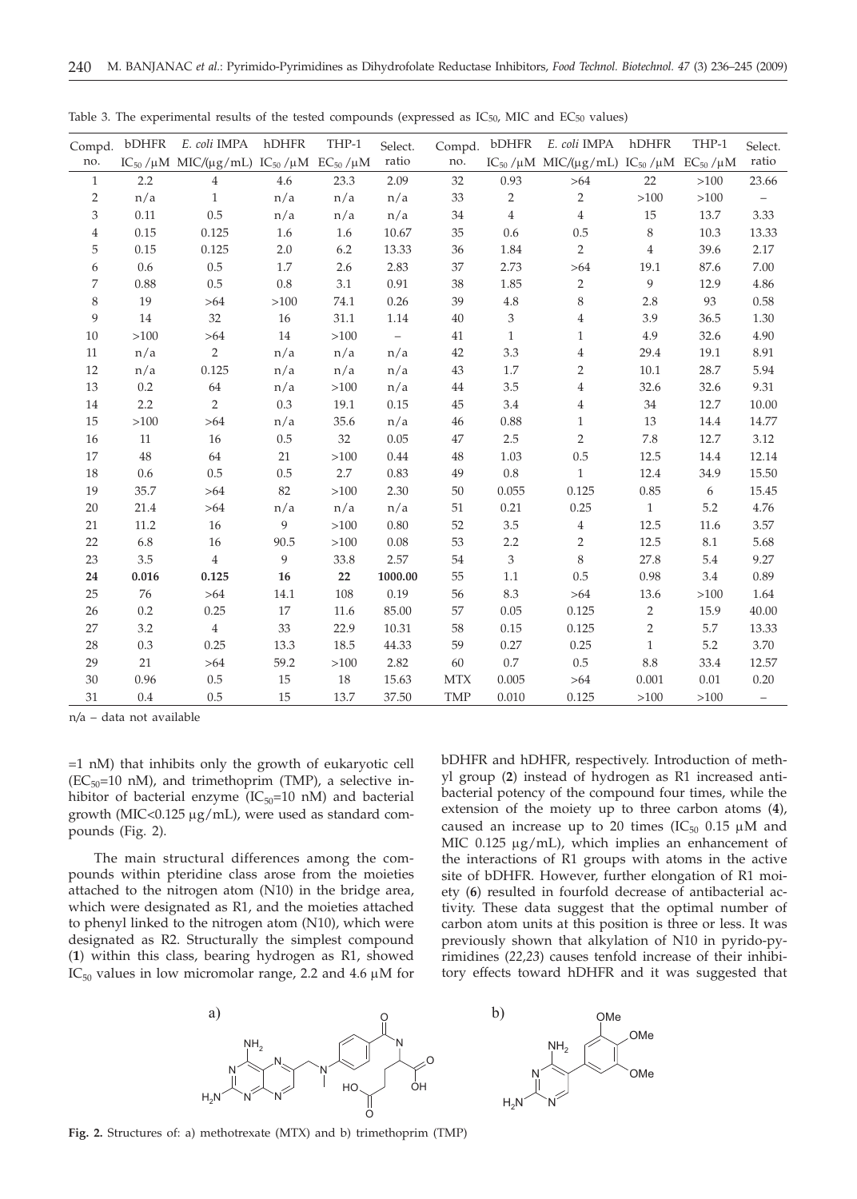Table 3. The experimental results of the tested compounds (expressed as $IC_{50}$, MIC and $EC_{50}$ values)

| Compd. no. | bDHFR $IC_{50}$ /μM | *E. coli* IMPA MIC/(μg/mL) | hDHFR $IC_{50}$ /μM | THP-1 $EC_{50}$ /μM | Select. ratio | Compd. no. | bDHFR $IC_{50}$ /μM | *E. coli* IMPA MIC/(μg/mL) | hDHFR $IC_{50}$ /μM | THP-1 $EC_{50}$ /μM | Select. ratio |
|---|---|---|---|---|---|---|---|---|---|---|---|
| 1 | 2.2 | 4 | 4.6 | 23.3 | 2.09 | 32 | 0.93 | >64 | 22 | >100 | 23.66 |
| 2 | n/a | 1 | n/a | n/a | n/a | 33 | 2 | 2 | >100 | >100 | – |
| 3 | 0.11 | 0.5 | n/a | n/a | n/a | 34 | 4 | 4 | 15 | 13.7 | 3.33 |
| 4 | 0.15 | 0.125 | 1.6 | 1.6 | 10.67 | 35 | 0.6 | 0.5 | 8 | 10.3 | 13.33 |
| 5 | 0.15 | 0.125 | 2.0 | 6.2 | 13.33 | 36 | 1.84 | 2 | 4 | 39.6 | 2.17 |
| 6 | 0.6 | 0.5 | 1.7 | 2.6 | 2.83 | 37 | 2.73 | >64 | 19.1 | 87.6 | 7.00 |
| 7 | 0.88 | 0.5 | 0.8 | 3.1 | 0.91 | 38 | 1.85 | 2 | 9 | 12.9 | 4.86 |
| 8 | 19 | >64 | >100 | 74.1 | 0.26 | 39 | 4.8 | 8 | 2.8 | 93 | 0.58 |
| 9 | 14 | 32 | 16 | 31.1 | 1.14 | 40 | 3 | 4 | 3.9 | 36.5 | 1.30 |
| 10 | >100 | >64 | 14 | >100 | – | 41 | 1 | 1 | 4.9 | 32.6 | 4.90 |
| 11 | n/a | 2 | n/a | n/a | n/a | 42 | 3.3 | 4 | 29.4 | 19.1 | 8.91 |
| 12 | n/a | 0.125 | n/a | n/a | n/a | 43 | 1.7 | 2 | 10.1 | 28.7 | 5.94 |
| 13 | 0.2 | 64 | n/a | >100 | n/a | 44 | 3.5 | 4 | 32.6 | 32.6 | 9.31 |
| 14 | 2.2 | 2 | 0.3 | 19.1 | 0.15 | 45 | 3.4 | 4 | 34 | 12.7 | 10.00 |
| 15 | >100 | >64 | n/a | 35.6 | n/a | 46 | 0.88 | 1 | 13 | 14.4 | 14.77 |
| 16 | 11 | 16 | 0.5 | 32 | 0.05 | 47 | 2.5 | 2 | 7.8 | 12.7 | 3.12 |
| 17 | 48 | 64 | 21 | >100 | 0.44 | 48 | 1.03 | 0.5 | 12.5 | 14.4 | 12.14 |
| 18 | 0.6 | 0.5 | 0.5 | 2.7 | 0.83 | 49 | 0.8 | 1 | 12.4 | 34.9 | 15.50 |
| 19 | 35.7 | >64 | 82 | >100 | 2.30 | 50 | 0.055 | 0.125 | 0.85 | 6 | 15.45 |
| 20 | 21.4 | >64 | n/a | n/a | n/a | 51 | 0.21 | 0.25 | 1 | 5.2 | 4.76 |
| 21 | 11.2 | 16 | 9 | >100 | 0.80 | 52 | 3.5 | 4 | 12.5 | 11.6 | 3.57 |
| 22 | 6.8 | 16 | 90.5 | >100 | 0.08 | 53 | 2.2 | 2 | 12.5 | 8.1 | 5.68 |
| 23 | 3.5 | 4 | 9 | 33.8 | 2.57 | 54 | 3 | 8 | 27.8 | 5.4 | 9.27 |
| **24** | **0.016** | **0.125** | **16** | **22** | **1000.00** | 55 | 1.1 | 0.5 | 0.98 | 3.4 | 0.89 |
| 25 | 76 | >64 | 14.1 | 108 | 0.19 | 56 | 8.3 | >64 | 13.6 | >100 | 1.64 |
| 26 | 0.2 | 0.25 | 17 | 11.6 | 85.00 | 57 | 0.05 | 0.125 | 2 | 15.9 | 40.00 |
| 27 | 3.2 | 4 | 33 | 22.9 | 10.31 | 58 | 0.15 | 0.125 | 2 | 5.7 | 13.33 |
| 28 | 0.3 | 0.25 | 13.3 | 18.5 | 44.33 | 59 | 0.27 | 0.25 | 1 | 5.2 | 3.70 |
| 29 | 21 | >64 | 59.2 | >100 | 2.82 | 60 | 0.7 | 0.5 | 8.8 | 33.4 | 12.57 |
| 30 | 0.96 | 0.5 | 15 | 18 | 15.63 | MTX | 0.005 | >64 | 0.001 | 0.01 | 0.20 |
| 31 | 0.4 | 0.5 | 15 | 13.7 | 37.50 | TMP | 0.010 | 0.125 | >100 | >100 | – |

n/a – data not available

=1 nM) that inhibits only the growth of eukaryotic cell ($EC_{50}$=10 nM), and trimethoprim (TMP), a selective inhibitor of bacterial enzyme ($IC_{50}$=10 nM) and bacterial growth (MIC<0.125 μg/mL), were used as standard compounds (Fig. 2).

The main structural differences among the compounds within pteridine class arose from the moieties attached to the nitrogen atom (N10) in the bridge area, which were designated as R1, and the moieties attached to phenyl linked to the nitrogen atom (N10), which were designated as R2. Structurally the simplest compound (**1**) within this class, bearing hydrogen as R1, showed $IC_{50}$ values in low micromolar range, 2.2 and 4.6 μM for bDHFR and hDHFR, respectively. Introduction of methyl group (**2**) instead of hydrogen as R1 increased antibacterial potency of the compound four times, while the extension of the moiety up to three carbon atoms (**4**), caused an increase up to 20 times ($IC_{50}$ 0.15 μM and MIC 0.125 μg/mL), which implies an enhancement of the interactions of R1 groups with atoms in the active site of bDHFR. However, further elongation of R1 moiety (**6**) resulted in fourfold decrease of antibacterial activity. These data suggest that the optimal number of carbon atom units at this position is three or less. It was previously shown that alkylation of N10 in pyrido-pyrimidines (*22,23*) causes tenfold increase of their inhibitory effects toward hDHFR and it was suggested that

**Fig. 2.** Structures of: a) methotrexate (MTX) and b) trimethoprim (TMP)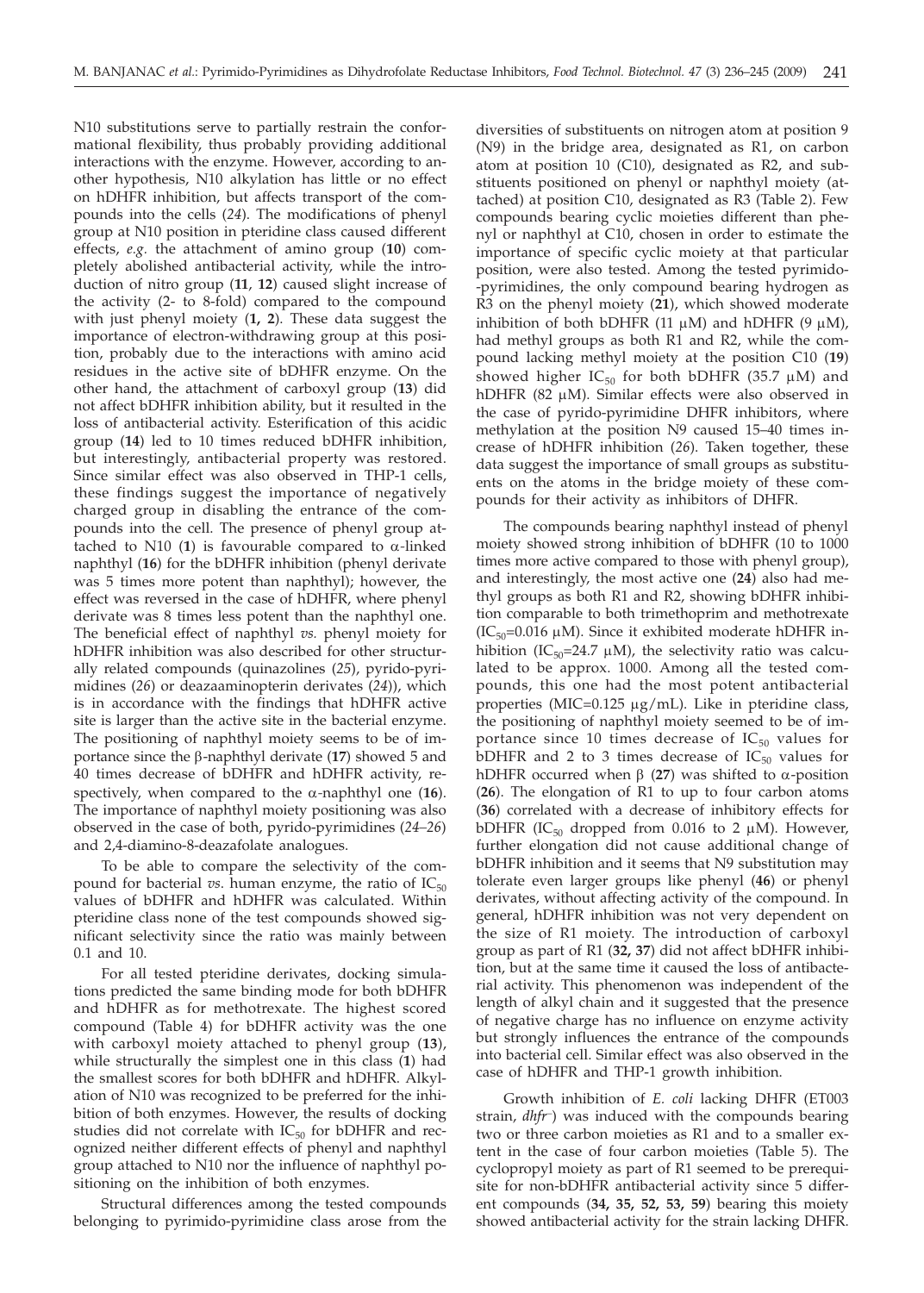N10 substitutions serve to partially restrain the conformational flexibility, thus probably providing additional interactions with the enzyme. However, according to another hypothesis, N10 alkylation has little or no effect on hDHFR inhibition, but affects transport of the compounds into the cells (*24*). The modifications of phenyl group at N10 position in pteridine class caused different effects, *e.g.* the attachment of amino group (**10**) completely abolished antibacterial activity, while the introduction of nitro group (**11**, **12**) caused slight increase of the activity (2- to 8-fold) compared to the compound with just phenyl moiety (**1, 2**). These data suggest the importance of electron-withdrawing group at this position, probably due to the interactions with amino acid residues in the active site of bDHFR enzyme. On the other hand, the attachment of carboxyl group (**13**) did not affect bDHFR inhibition ability, but it resulted in the loss of antibacterial activity. Esterification of this acidic group (**14**) led to 10 times reduced bDHFR inhibition, but interestingly, antibacterial property was restored. Since similar effect was also observed in THP-1 cells, these findings suggest the importance of negatively charged group in disabling the entrance of the compounds into the cell. The presence of phenyl group attached to N10 (**1**) is favourable compared to α-linked naphthyl (**16**) for the bDHFR inhibition (phenyl derivate was 5 times more potent than naphthyl); however, the effect was reversed in the case of hDHFR, where phenyl derivate was 8 times less potent than the naphthyl one. The beneficial effect of naphthyl *vs.* phenyl moiety for hDHFR inhibition was also described for other structurally related compounds (quinazolines (*25*), pyrido-pyrimidines (*26*) or deazaaminopterin derivates (*24*)), which is in accordance with the findings that hDHFR active site is larger than the active site in the bacterial enzyme. The positioning of naphthyl moiety seems to be of importance since the β-naphthyl derivate (**17**) showed 5 and 40 times decrease of bDHFR and hDHFR activity, respectively, when compared to the α-naphthyl one (**16**). The importance of naphthyl moiety positioning was also observed in the case of both, pyrido-pyrimidines (*24–26*) and 2,4-diamino-8-deazafolate analogues.

To be able to compare the selectivity of the compound for bacterial *vs.* human enzyme, the ratio of $IC_{50}$ values of bDHFR and hDHFR was calculated. Within pteridine class none of the test compounds showed significant selectivity since the ratio was mainly between 0.1 and 10.

For all tested pteridine derivates, docking simulations predicted the same binding mode for both bDHFR and hDHFR as for methotrexate. The highest scored compound (Table 4) for bDHFR activity was the one with carboxyl moiety attached to phenyl group (**13**), while structurally the simplest one in this class (**1**) had the smallest scores for both bDHFR and hDHFR. Alkylation of N10 was recognized to be preferred for the inhibition of both enzymes. However, the results of docking studies did not correlate with $IC_{50}$ for bDHFR and recognized neither different effects of phenyl and naphthyl group attached to N10 nor the influence of naphthyl positioning on the inhibition of both enzymes.

Structural differences among the tested compounds belonging to pyrimido-pyrimidine class arose from the diversities of substituents on nitrogen atom at position 9 (N9) in the bridge area, designated as R1, on carbon atom at position 10 (C10), designated as R2, and substituents positioned on phenyl or naphthyl moiety (attached) at position C10, designated as R3 (Table 2). Few compounds bearing cyclic moieties different than phenyl or naphthyl at C10, chosen in order to estimate the importance of specific cyclic moiety at that particular position, were also tested. Among the tested pyrimido-pyrimidines, the only compound bearing hydrogen as R3 on the phenyl moiety (**21**), which showed moderate inhibition of both bDHFR (11 μM) and hDHFR (9 μM), had methyl groups as both R1 and R2, while the compound lacking methyl moiety at the position C10 (**19**) showed higher $IC_{50}$ for both bDHFR (35.7 μM) and hDHFR (82 μM). Similar effects were also observed in the case of pyrido-pyrimidine DHFR inhibitors, where methylation at the position N9 caused 15–40 times increase of hDHFR inhibition (*26*). Taken together, these data suggest the importance of small groups as substituents on the atoms in the bridge moiety of these compounds for their activity as inhibitors of DHFR.

The compounds bearing naphthyl instead of phenyl moiety showed strong inhibition of bDHFR (10 to 1000 times more active compared to those with phenyl group), and interestingly, the most active one (**24**) also had methyl groups as both R1 and R2, showing bDHFR inhibition comparable to both trimethoprim and methotrexate ($IC_{50}$=0.016 μM). Since it exhibited moderate hDHFR inhibition ($IC_{50}$=24.7 μM), the selectivity ratio was calculated to be approx. 1000. Among all the tested compounds, this one had the most potent antibacterial properties (MIC=0.125 μg/mL). Like in pteridine class, the positioning of naphthyl moiety seemed to be of importance since 10 times decrease of $IC_{50}$ values for bDHFR and 2 to 3 times decrease of $IC_{50}$ values for hDHFR occurred when β (**27**) was shifted to α-position (**26**). The elongation of R1 to up to four carbon atoms (**36**) correlated with a decrease of inhibitory effects for bDHFR ($IC_{50}$ dropped from 0.016 to 2 μM). However, further elongation did not cause additional change of bDHFR inhibition and it seems that N9 substitution may tolerate even larger groups like phenyl (**46**) or phenyl derivates, without affecting activity of the compound. In general, hDHFR inhibition was not very dependent on the size of R1 moiety. The introduction of carboxyl group as part of R1 (**32, 37**) did not affect bDHFR inhibition, but at the same time it caused the loss of antibacterial activity. This phenomenon was independent of the length of alkyl chain and it suggested that the presence of negative charge has no influence on enzyme activity but strongly influences the entrance of the compounds into bacterial cell. Similar effect was also observed in the case of hDHFR and THP-1 growth inhibition.

Growth inhibition of *E. coli* lacking DHFR (ET003 strain, *dhfr*⁻) was induced with the compounds bearing two or three carbon moieties as R1 and to a smaller extent in the case of four carbon moieties (Table 5). The cyclopropyl moiety as part of R1 seemed to be prerequisite for non-bDHFR antibacterial activity since 5 different compounds (**34, 35, 52, 53, 59**) bearing this moiety showed antibacterial activity for the strain lacking DHFR.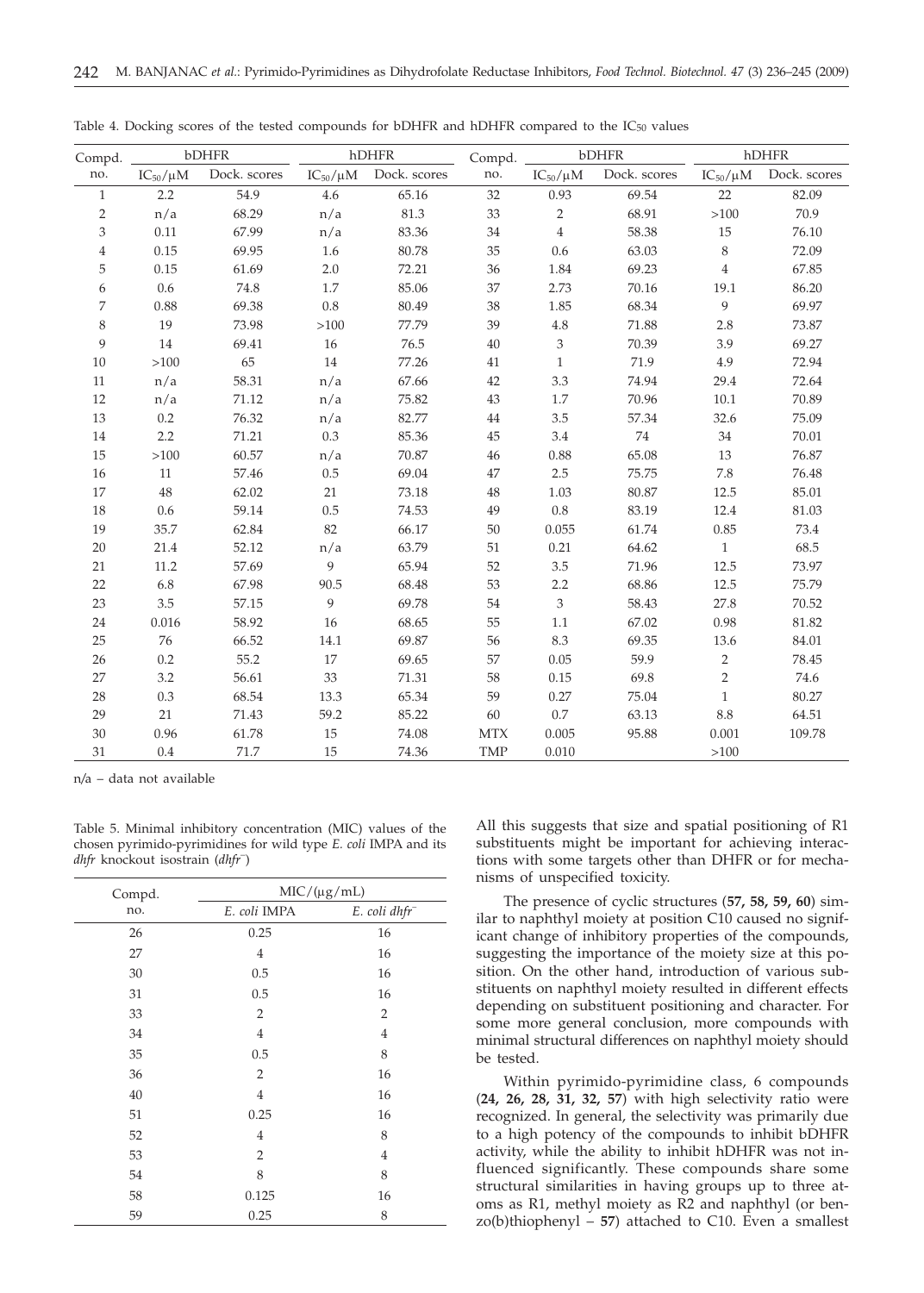Table 4. Docking scores of the tested compounds for bDHFR and hDHFR compared to the $IC_{50}$ values

| Compd. no. | bDHFR | | hDHFR | | Compd. no. | bDHFR | | hDHFR | |
|---|---|---|---|---|---|---|---|---|---|
| | $IC_{50}$/μM | Dock. scores | $IC_{50}$/μM | Dock. scores | | $IC_{50}$/μM | Dock. scores | $IC_{50}$/μM | Dock. scores |
| 1 | 2.2 | 54.9 | 4.6 | 65.16 | 32 | 0.93 | 69.54 | 22 | 82.09 |
| 2 | n/a | 68.29 | n/a | 81.3 | 33 | 2 | 68.91 | >100 | 70.9 |
| 3 | 0.11 | 67.99 | n/a | 83.36 | 34 | 4 | 58.38 | 15 | 76.10 |
| 4 | 0.15 | 69.95 | 1.6 | 80.78 | 35 | 0.6 | 63.03 | 8 | 72.09 |
| 5 | 0.15 | 61.69 | 2.0 | 72.21 | 36 | 1.84 | 69.23 | 4 | 67.85 |
| 6 | 0.6 | 74.8 | 1.7 | 85.06 | 37 | 2.73 | 70.16 | 19.1 | 86.20 |
| 7 | 0.88 | 69.38 | 0.8 | 80.49 | 38 | 1.85 | 68.34 | 9 | 69.97 |
| 8 | 19 | 73.98 | >100 | 77.79 | 39 | 4.8 | 71.88 | 2.8 | 73.87 |
| 9 | 14 | 69.41 | 16 | 76.5 | 40 | 3 | 70.39 | 3.9 | 69.27 |
| 10 | >100 | 65 | 14 | 77.26 | 41 | 1 | 71.9 | 4.9 | 72.94 |
| 11 | n/a | 58.31 | n/a | 67.66 | 42 | 3.3 | 74.94 | 29.4 | 72.64 |
| 12 | n/a | 71.12 | n/a | 75.82 | 43 | 1.7 | 70.96 | 10.1 | 70.89 |
| 13 | 0.2 | 76.32 | n/a | 82.77 | 44 | 3.5 | 57.34 | 32.6 | 75.09 |
| 14 | 2.2 | 71.21 | 0.3 | 85.36 | 45 | 3.4 | 74 | 34 | 70.01 |
| 15 | >100 | 60.57 | n/a | 70.87 | 46 | 0.88 | 65.08 | 13 | 76.87 |
| 16 | 11 | 57.46 | 0.5 | 69.04 | 47 | 2.5 | 75.75 | 7.8 | 76.48 |
| 17 | 48 | 62.02 | 21 | 73.18 | 48 | 1.03 | 80.87 | 12.5 | 85.01 |
| 18 | 0.6 | 59.14 | 0.5 | 74.53 | 49 | 0.8 | 83.19 | 12.4 | 81.03 |
| 19 | 35.7 | 62.84 | 82 | 66.17 | 50 | 0.055 | 61.74 | 0.85 | 73.4 |
| 20 | 21.4 | 52.12 | n/a | 63.79 | 51 | 0.21 | 64.62 | 1 | 68.5 |
| 21 | 11.2 | 57.69 | 9 | 65.94 | 52 | 3.5 | 71.96 | 12.5 | 73.97 |
| 22 | 6.8 | 67.98 | 90.5 | 68.48 | 53 | 2.2 | 68.86 | 12.5 | 75.79 |
| 23 | 3.5 | 57.15 | 9 | 69.78 | 54 | 3 | 58.43 | 27.8 | 70.52 |
| 24 | 0.016 | 58.92 | 16 | 68.65 | 55 | 1.1 | 67.02 | 0.98 | 81.82 |
| 25 | 76 | 66.52 | 14.1 | 69.87 | 56 | 8.3 | 69.35 | 13.6 | 84.01 |
| 26 | 0.2 | 55.2 | 17 | 69.65 | 57 | 0.05 | 59.9 | 2 | 78.45 |
| 27 | 3.2 | 56.61 | 33 | 71.31 | 58 | 0.15 | 69.8 | 2 | 74.6 |
| 28 | 0.3 | 68.54 | 13.3 | 65.34 | 59 | 0.27 | 75.04 | 1 | 80.27 |
| 29 | 21 | 71.43 | 59.2 | 85.22 | 60 | 0.7 | 63.13 | 8.8 | 64.51 |
| 30 | 0.96 | 61.78 | 15 | 74.08 | MTX | 0.005 | 95.88 | 0.001 | 109.78 |
| 31 | 0.4 | 71.7 | 15 | 74.36 | TMP | 0.010 | | >100 | |

n/a – data not available

Table 5. Minimal inhibitory concentration (MIC) values of the chosen pyrimido-pyrimidines for wild type *E. coli* IMPA and its *dhfr* knockout isostrain (*dhfr*$^-$)

| Compd. no. | MIC/(μg/mL) | |
|---|---|---|
| | *E. coli* IMPA | *E. coli dhfr*$^-$ |
| 26 | 0.25 | 16 |
| 27 | 4 | 16 |
| 30 | 0.5 | 16 |
| 31 | 0.5 | 16 |
| 33 | 2 | 2 |
| 34 | 4 | 4 |
| 35 | 0.5 | 8 |
| 36 | 2 | 16 |
| 40 | 4 | 16 |
| 51 | 0.25 | 16 |
| 52 | 4 | 8 |
| 53 | 2 | 4 |
| 54 | 8 | 8 |
| 58 | 0.125 | 16 |
| 59 | 0.25 | 8 |

All this suggests that size and spatial positioning of R1 substituents might be important for achieving interactions with some targets other than DHFR or for mechanisms of unspecified toxicity.

The presence of cyclic structures (**57, 58, 59, 60**) similar to naphthyl moiety at position C10 caused no significant change of inhibitory properties of the compounds, suggesting the importance of the moiety size at this position. On the other hand, introduction of various substituents on naphthyl moiety resulted in different effects depending on substituent positioning and character. For some more general conclusion, more compounds with minimal structural differences on naphthyl moiety should be tested.

Within pyrimido-pyrimidine class, 6 compounds (**24, 26, 28, 31, 32, 57**) with high selectivity ratio were recognized. In general, the selectivity was primarily due to a high potency of the compounds to inhibit bDHFR activity, while the ability to inhibit hDHFR was not influenced significantly. These compounds share some structural similarities in having groups up to three atoms as R1, methyl moiety as R2 and naphthyl (or benzo(b)thiophenyl – **57**) attached to C10. Even a smallest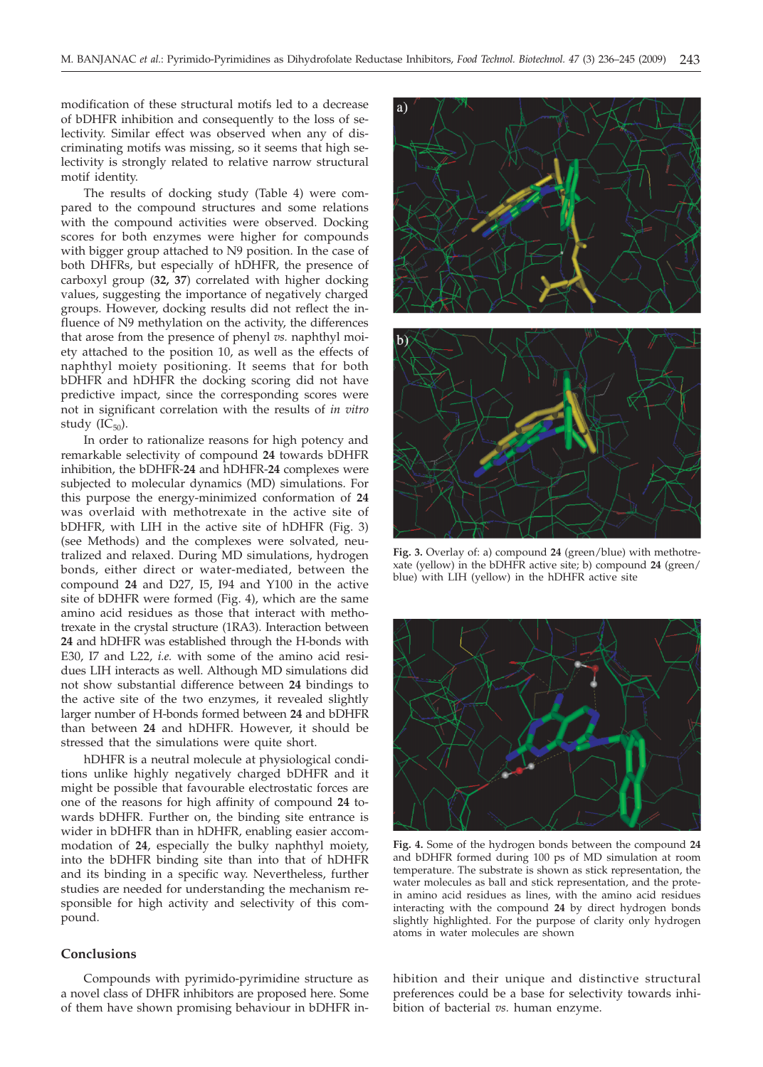modification of these structural motifs led to a decrease of bDHFR inhibition and consequently to the loss of selectivity. Similar effect was observed when any of discriminating motifs was missing, so it seems that high selectivity is strongly related to relative narrow structural motif identity.

The results of docking study (Table 4) were compared to the compound structures and some relations with the compound activities were observed. Docking scores for both enzymes were higher for compounds with bigger group attached to N9 position. In the case of both DHFRs, but especially of hDHFR, the presence of carboxyl group (**32, 37**) correlated with higher docking values, suggesting the importance of negatively charged groups. However, docking results did not reflect the influence of N9 methylation on the activity, the differences that arose from the presence of phenyl *vs.* naphthyl moiety attached to the position 10, as well as the effects of naphthyl moiety positioning. It seems that for both bDHFR and hDHFR the docking scoring did not have predictive impact, since the corresponding scores were not in significant correlation with the results of *in vitro* study ($IC_{50}$).

In order to rationalize reasons for high potency and remarkable selectivity of compound **24** towards bDHFR inhibition, the bDHFR-**24** and hDHFR-**24** complexes were subjected to molecular dynamics (MD) simulations. For this purpose the energy-minimized conformation of **24** was overlaid with methotrexate in the active site of bDHFR, with LIH in the active site of hDHFR (Fig. 3) (see Methods) and the complexes were solvated, neutralized and relaxed. During MD simulations, hydrogen bonds, either direct or water-mediated, between the compound **24** and D27, I5, I94 and Y100 in the active site of bDHFR were formed (Fig. 4), which are the same amino acid residues as those that interact with methotrexate in the crystal structure (1RA3). Interaction between **24** and hDHFR was established through the H-bonds with E30, I7 and L22, *i.e.* with some of the amino acid residues LIH interacts as well. Although MD simulations did not show substantial difference between **24** bindings to the active site of the two enzymes, it revealed slightly larger number of H-bonds formed between **24** and bDHFR than between **24** and hDHFR. However, it should be stressed that the simulations were quite short.

hDHFR is a neutral molecule at physiological conditions unlike highly negatively charged bDHFR and it might be possible that favourable electrostatic forces are one of the reasons for high affinity of compound **24** towards bDHFR. Further on, the binding site entrance is wider in bDHFR than in hDHFR, enabling easier accommodation of **24**, especially the bulky naphthyl moiety, into the bDHFR binding site than into that of hDHFR and its binding in a specific way. Nevertheless, further studies are needed for understanding the mechanism responsible for high activity and selectivity of this compound.

**Fig. 3.** Overlay of: a) compound **24** (green/blue) with methotrexate (yellow) in the bDHFR active site; b) compound **24** (green/blue) with LIH (yellow) in the hDHFR active site

**Fig. 4.** Some of the hydrogen bonds between the compound **24** and bDHFR formed during 100 ps of MD simulation at room temperature. The substrate is shown as stick representation, the water molecules as ball and stick representation, and the protein amino acid residues as lines, with the amino acid residues interacting with the compound **24** by direct hydrogen bonds slightly highlighted. For the purpose of clarity only hydrogen atoms in water molecules are shown

## Conclusions

Compounds with pyrimido-pyrimidine structure as a novel class of DHFR inhibitors are proposed here. Some of them have shown promising behaviour in bDHFR inhibition and their unique and distinctive structural preferences could be a base for selectivity towards inhibition of bacterial *vs.* human enzyme.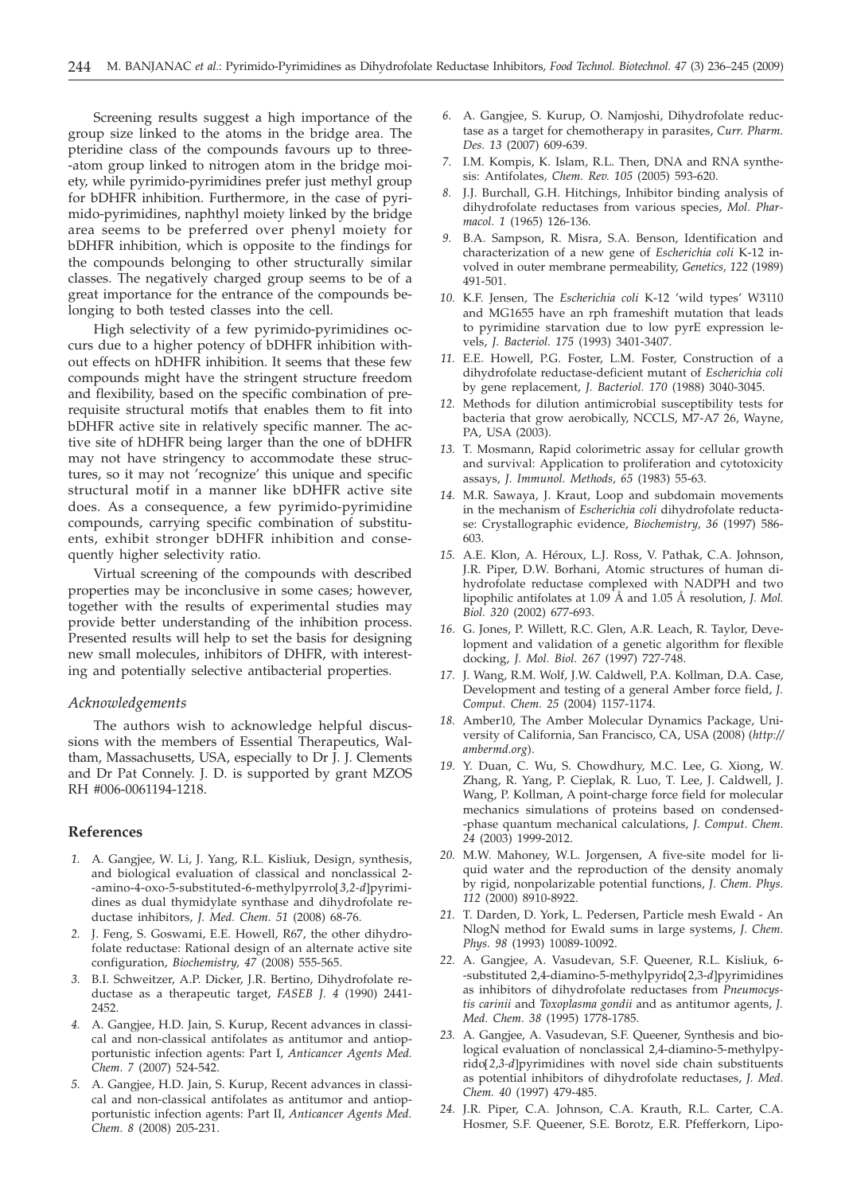Screening results suggest a high importance of the group size linked to the atoms in the bridge area. The pteridine class of the compounds favours up to three-atom group linked to nitrogen atom in the bridge moiety, while pyrimido-pyrimidines prefer just methyl group for bDHFR inhibition. Furthermore, in the case of pyrimido-pyrimidines, naphthyl moiety linked by the bridge area seems to be preferred over phenyl moiety for bDHFR inhibition, which is opposite to the findings for the compounds belonging to other structurally similar classes. The negatively charged group seems to be of a great importance for the entrance of the compounds belonging to both tested classes into the cell.

High selectivity of a few pyrimido-pyrimidines occurs due to a higher potency of bDHFR inhibition without effects on hDHFR inhibition. It seems that these few compounds might have the stringent structure freedom and flexibility, based on the specific combination of prerequisite structural motifs that enables them to fit into bDHFR active site in relatively specific manner. The active site of hDHFR being larger than the one of bDHFR may not have stringency to accommodate these structures, so it may not 'recognize' this unique and specific structural motif in a manner like bDHFR active site does. As a consequence, a few pyrimido-pyrimidine compounds, carrying specific combination of substituents, exhibit stronger bDHFR inhibition and consequently higher selectivity ratio.

Virtual screening of the compounds with described properties may be inconclusive in some cases; however, together with the results of experimental studies may provide better understanding of the inhibition process. Presented results will help to set the basis for designing new small molecules, inhibitors of DHFR, with interesting and potentially selective antibacterial properties.

### *Acknowledgements*

The authors wish to acknowledge helpful discussions with the members of Essential Therapeutics, Waltham, Massachusetts, USA, especially to Dr J. J. Clements and Dr Pat Connely. J. D. is supported by grant MZOS RH #006-0061194-1218.

## References

1. A. Gangjee, W. Li, J. Yang, R.L. Kisliuk, Design, synthesis, and biological evaluation of classical and nonclassical 2-amino-4-oxo-5-substituted-6-methylpyrrolo[*3,2-d*]pyrimidines as dual thymidylate synthase and dihydrofolate reductase inhibitors, *J. Med. Chem. 51* (2008) 68-76.
2. J. Feng, S. Goswami, E.E. Howell, R67, the other dihydrofolate reductase: Rational design of an alternate active site configuration, *Biochemistry, 47* (2008) 555-565.
3. B.I. Schweitzer, A.P. Dicker, J.R. Bertino, Dihydrofolate reductase as a therapeutic target, *FASEB J. 4* (1990) 2441-2452.
4. A. Gangjee, H.D. Jain, S. Kurup, Recent advances in classical and non-classical antifolates as antitumor and antiopportunistic infection agents: Part I, *Anticancer Agents Med. Chem. 7* (2007) 524-542.
5. A. Gangjee, H.D. Jain, S. Kurup, Recent advances in classical and non-classical antifolates as antitumor and antiopportunistic infection agents: Part II, *Anticancer Agents Med. Chem. 8* (2008) 205-231.
6. A. Gangjee, S. Kurup, O. Namjoshi, Dihydrofolate reductase as a target for chemotherapy in parasites, *Curr. Pharm. Des. 13* (2007) 609-639.
7. I.M. Kompis, K. Islam, R.L. Then, DNA and RNA synthesis: Antifolates, *Chem. Rev. 105* (2005) 593-620.
8. J.J. Burchall, G.H. Hitchings, Inhibitor binding analysis of dihydrofolate reductases from various species, *Mol. Pharmacol. 1* (1965) 126-136.
9. B.A. Sampson, R. Misra, S.A. Benson, Identification and characterization of a new gene of *Escherichia coli* K-12 involved in outer membrane permeability, *Genetics, 122* (1989) 491-501.
10. K.F. Jensen, The *Escherichia coli* K-12 'wild types' W3110 and MG1655 have an rph frameshift mutation that leads to pyrimidine starvation due to low pyrE expression levels, *J. Bacteriol. 175* (1993) 3401-3407.
11. E.E. Howell, P.G. Foster, L.M. Foster, Construction of a dihydrofolate reductase-deficient mutant of *Escherichia coli* by gene replacement, *J. Bacteriol. 170* (1988) 3040-3045.
12. Methods for dilution antimicrobial susceptibility tests for bacteria that grow aerobically, NCCLS, M7-A7 26, Wayne, PA, USA (2003).
13. T. Mosmann, Rapid colorimetric assay for cellular growth and survival: Application to proliferation and cytotoxicity assays, *J. Immunol. Methods, 65* (1983) 55-63.
14. M.R. Sawaya, J. Kraut, Loop and subdomain movements in the mechanism of *Escherichia coli* dihydrofolate reductase: Crystallographic evidence, *Biochemistry, 36* (1997) 586-603.
15. A.E. Klon, A. Héroux, L.J. Ross, V. Pathak, C.A. Johnson, J.R. Piper, D.W. Borhani, Atomic structures of human dihydrofolate reductase complexed with NADPH and two lipophilic antifolates at 1.09 Å and 1.05 Å resolution, *J. Mol. Biol. 320* (2002) 677-693.
16. G. Jones, P. Willett, R.C. Glen, A.R. Leach, R. Taylor, Development and validation of a genetic algorithm for flexible docking, *J. Mol. Biol. 267* (1997) 727-748.
17. J. Wang, R.M. Wolf, J.W. Caldwell, P.A. Kollman, D.A. Case, Development and testing of a general Amber force field, *J. Comput. Chem. 25* (2004) 1157-1174.
18. Amber10, The Amber Molecular Dynamics Package, University of California, San Francisco, CA, USA (2008) (*http://ambermd.org*).
19. Y. Duan, C. Wu, S. Chowdhury, M.C. Lee, G. Xiong, W. Zhang, R. Yang, P. Cieplak, R. Luo, T. Lee, J. Caldwell, J. Wang, P. Kollman, A point-charge force field for molecular mechanics simulations of proteins based on condensed-phase quantum mechanical calculations, *J. Comput. Chem. 24* (2003) 1999-2012.
20. M.W. Mahoney, W.L. Jorgensen, A five-site model for liquid water and the reproduction of the density anomaly by rigid, nonpolarizable potential functions, *J. Chem. Phys. 112* (2000) 8910-8922.
21. T. Darden, D. York, L. Pedersen, Particle mesh Ewald - An NlogN method for Ewald sums in large systems, *J. Chem. Phys. 98* (1993) 10089-10092.
22. A. Gangjee, A. Vasudevan, S.F. Queener, R.L. Kisliuk, 6-substituted 2,4-diamino-5-methylpyrido[2,3-*d*]pyrimidines as inhibitors of dihydrofolate reductases from *Pneumocystis carinii* and *Toxoplasma gondii* and as antitumor agents, *J. Med. Chem. 38* (1995) 1778-1785.
23. A. Gangjee, A. Vasudevan, S.F. Queener, Synthesis and biological evaluation of nonclassical 2,4-diamino-5-methylpyrido[*2,3-d*]pyrimidines with novel side chain substituents as potential inhibitors of dihydrofolate reductases, *J. Med. Chem. 40* (1997) 479-485.
24. J.R. Piper, C.A. Johnson, C.A. Krauth, R.L. Carter, C.A. Hosmer, S.F. Queener, S.E. Borotz, E.R. Pfefferkorn, Lipo-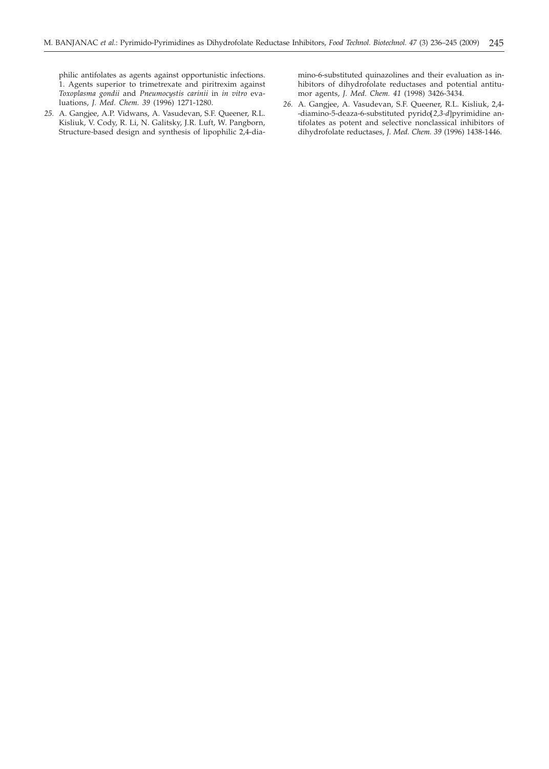philic antifolates as agents against opportunistic infections. 1. Agents superior to trimetrexate and piritrexim against *Toxoplasma gondii* and *Pneumocystis carinii* in *in vitro* evaluations, *J. Med. Chem. 39* (1996) 1271-1280.

*25.* A. Gangjee, A.P. Vidwans, A. Vasudevan, S.F. Queener, R.L. Kisliuk, V. Cody, R. Li, N. Galitsky, J.R. Luft, W. Pangborn, Structure-based design and synthesis of lipophilic 2,4-diamino-6-substituted quinazolines and their evaluation as inhibitors of dihydrofolate reductases and potential antitumor agents, *J. Med. Chem. 41* (1998) 3426-3434.

*26.* A. Gangjee, A. Vasudevan, S.F. Queener, R.L. Kisliuk, 2,4-diamino-5-deaza-6-substituted pyrido[*2,3-d*]pyrimidine antifolates as potent and selective nonclassical inhibitors of dihydrofolate reductases, *J. Med. Chem. 39* (1996) 1438-1446.